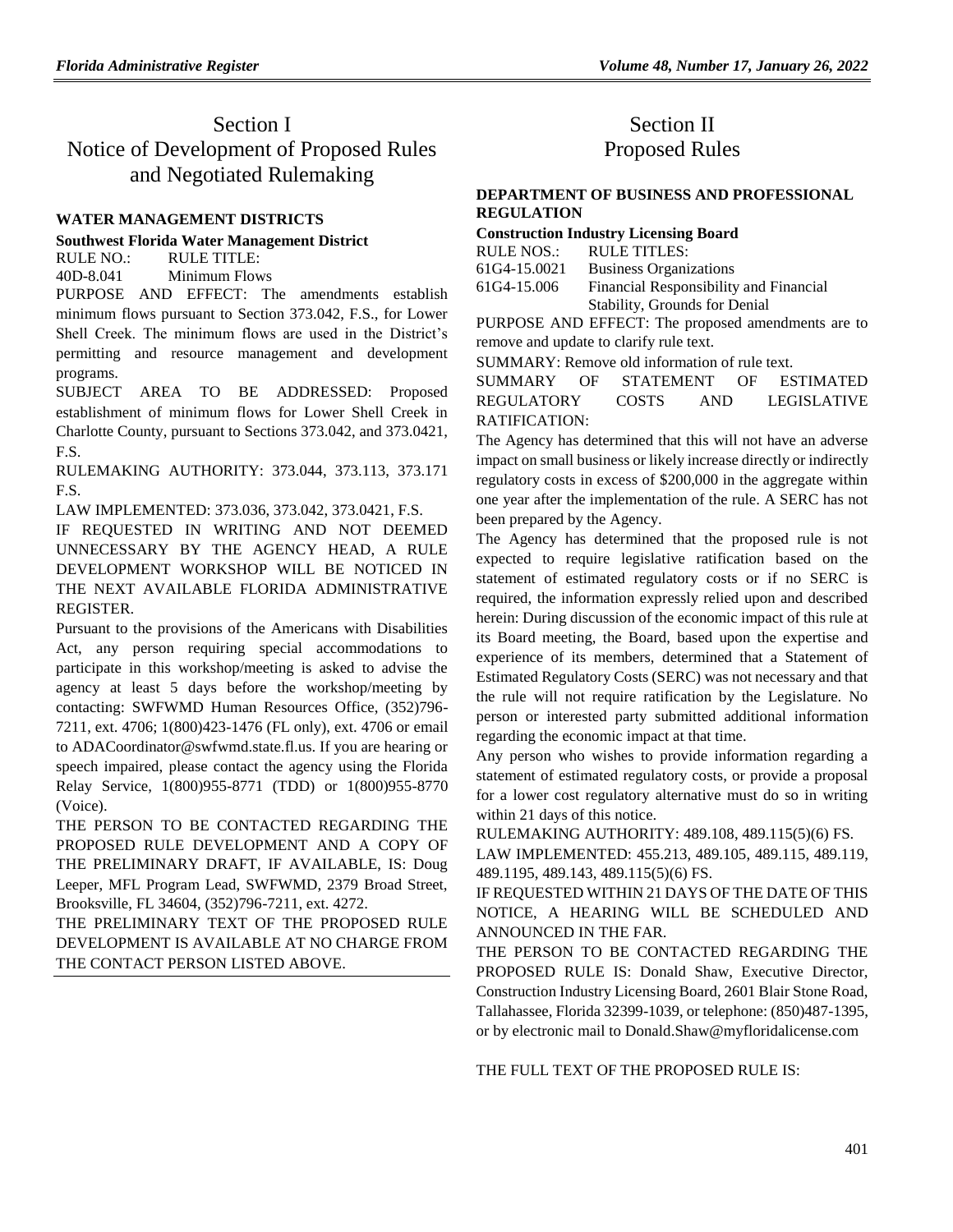# Section I
# Notice of Development of Proposed Rules and Negotiated Rulemaking

### WATER MANAGEMENT DISTRICTS

**Southwest Florida Water Management District**

RULE NO.: RULE TITLE:

40D-8.041 Minimum Flows

PURPOSE AND EFFECT: The amendments establish minimum flows pursuant to Section 373.042, F.S., for Lower Shell Creek. The minimum flows are used in the District's permitting and resource management and development programs.

SUBJECT AREA TO BE ADDRESSED: Proposed establishment of minimum flows for Lower Shell Creek in Charlotte County, pursuant to Sections 373.042, and 373.0421, F.S.

RULEMAKING AUTHORITY: 373.044, 373.113, 373.171 F.S.

LAW IMPLEMENTED: 373.036, 373.042, 373.0421, F.S.

IF REQUESTED IN WRITING AND NOT DEEMED UNNECESSARY BY THE AGENCY HEAD, A RULE DEVELOPMENT WORKSHOP WILL BE NOTICED IN THE NEXT AVAILABLE FLORIDA ADMINISTRATIVE REGISTER.

Pursuant to the provisions of the Americans with Disabilities Act, any person requiring special accommodations to participate in this workshop/meeting is asked to advise the agency at least 5 days before the workshop/meeting by contacting: SWFWMD Human Resources Office, (352)796-7211, ext. 4706; 1(800)423-1476 (FL only), ext. 4706 or email to ADACoordinator@swfwmd.state.fl.us. If you are hearing or speech impaired, please contact the agency using the Florida Relay Service, 1(800)955-8771 (TDD) or 1(800)955-8770 (Voice).

THE PERSON TO BE CONTACTED REGARDING THE PROPOSED RULE DEVELOPMENT AND A COPY OF THE PRELIMINARY DRAFT, IF AVAILABLE, IS: Doug Leeper, MFL Program Lead, SWFWMD, 2379 Broad Street, Brooksville, FL 34604, (352)796-7211, ext. 4272.

THE PRELIMINARY TEXT OF THE PROPOSED RULE DEVELOPMENT IS AVAILABLE AT NO CHARGE FROM THE CONTACT PERSON LISTED ABOVE.

# Section II
# Proposed Rules

### DEPARTMENT OF BUSINESS AND PROFESSIONAL REGULATION

**Construction Industry Licensing Board**

RULE NOS.: RULE TITLES:

61G4-15.0021 Business Organizations

61G4-15.006 Financial Responsibility and Financial Stability, Grounds for Denial

PURPOSE AND EFFECT: The proposed amendments are to remove and update to clarify rule text.

SUMMARY: Remove old information of rule text.

SUMMARY OF STATEMENT OF ESTIMATED REGULATORY COSTS AND LEGISLATIVE RATIFICATION:

The Agency has determined that this will not have an adverse impact on small business or likely increase directly or indirectly regulatory costs in excess of $200,000 in the aggregate within one year after the implementation of the rule. A SERC has not been prepared by the Agency.

The Agency has determined that the proposed rule is not expected to require legislative ratification based on the statement of estimated regulatory costs or if no SERC is required, the information expressly relied upon and described herein: During discussion of the economic impact of this rule at its Board meeting, the Board, based upon the expertise and experience of its members, determined that a Statement of Estimated Regulatory Costs (SERC) was not necessary and that the rule will not require ratification by the Legislature. No person or interested party submitted additional information regarding the economic impact at that time.

Any person who wishes to provide information regarding a statement of estimated regulatory costs, or provide a proposal for a lower cost regulatory alternative must do so in writing within 21 days of this notice.

RULEMAKING AUTHORITY: 489.108, 489.115(5)(6) FS.

LAW IMPLEMENTED: 455.213, 489.105, 489.115, 489.119, 489.1195, 489.143, 489.115(5)(6) FS.

IF REQUESTED WITHIN 21 DAYS OF THE DATE OF THIS NOTICE, A HEARING WILL BE SCHEDULED AND ANNOUNCED IN THE FAR.

THE PERSON TO BE CONTACTED REGARDING THE PROPOSED RULE IS: Donald Shaw, Executive Director, Construction Industry Licensing Board, 2601 Blair Stone Road, Tallahassee, Florida 32399-1039, or telephone: (850)487-1395, or by electronic mail to Donald.Shaw@myfloridalicense.com

THE FULL TEXT OF THE PROPOSED RULE IS: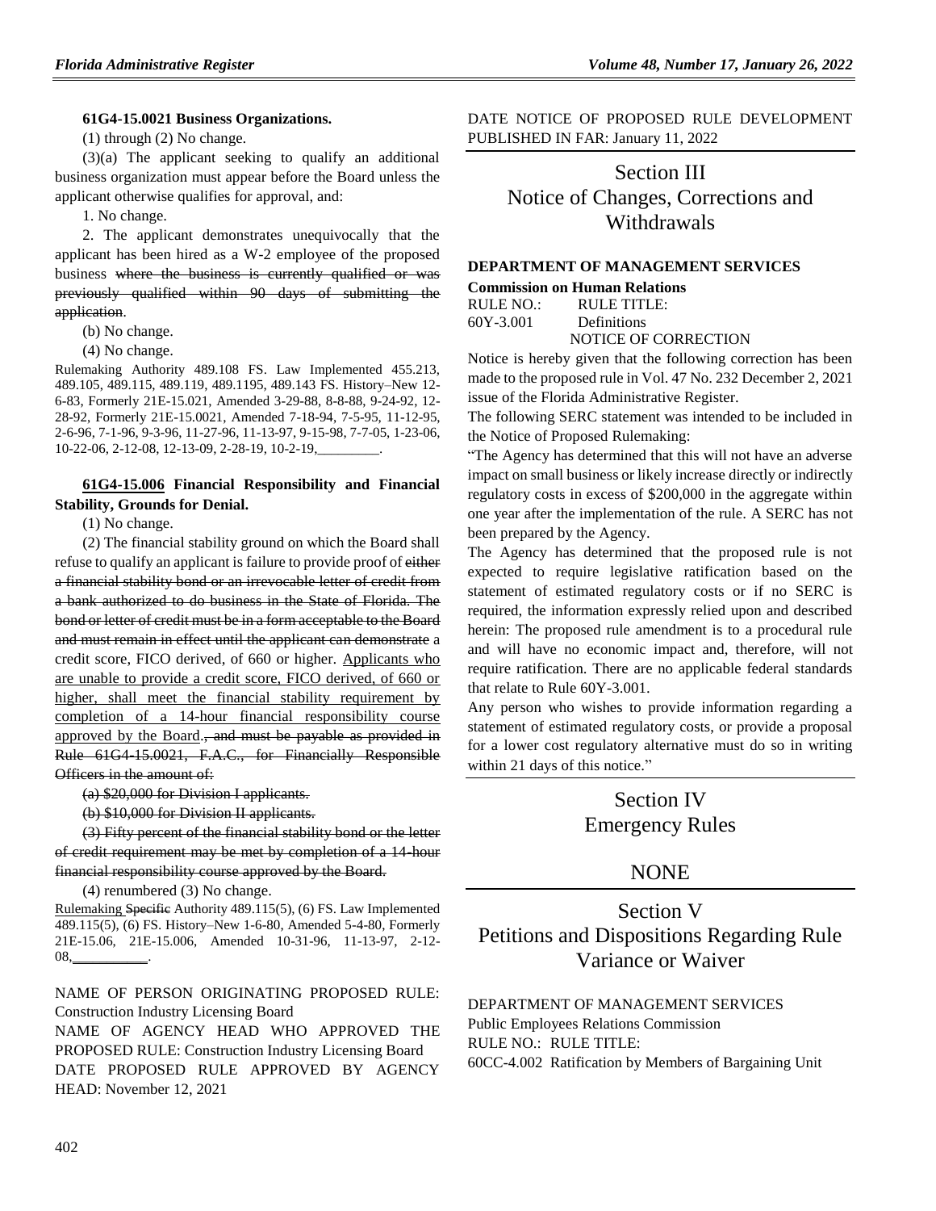**61G4-15.0021 Business Organizations.**

(1) through (2) No change.

(3)(a) The applicant seeking to qualify an additional business organization must appear before the Board unless the applicant otherwise qualifies for approval, and:

1. No change.

2. The applicant demonstrates unequivocally that the applicant has been hired as a W-2 employee of the proposed business ~~where the business is currently qualified or was previously qualified within 90 days of submitting the application~~.

(b) No change.

(4) No change.

Rulemaking Authority 489.108 FS. Law Implemented 455.213, 489.105, 489.115, 489.119, 489.1195, 489.143 FS. History–New 12-6-83, Formerly 21E-15.021, Amended 3-29-88, 8-8-88, 9-24-92, 12-28-92, Formerly 21E-15.0021, Amended 7-18-94, 7-5-95, 11-12-95, 2-6-96, 7-1-96, 9-3-96, 11-27-96, 11-13-97, 9-15-98, 7-7-05, 1-23-06, 10-22-06, 2-12-08, 12-13-09, 2-28-19, 10-2-19,________.

**61G4-15.006 Financial Responsibility and Financial Stability, Grounds for Denial.**

(1) No change.

(2) The financial stability ground on which the Board shall refuse to qualify an applicant is failure to provide proof of ~~either a financial stability bond or an irrevocable letter of credit from a bank authorized to do business in the State of Florida. The bond or letter of credit must be in a form acceptable to the Board and must remain in effect until the applicant can demonstrate~~ a credit score, FICO derived, of 660 or higher. Applicants who are unable to provide a credit score, FICO derived, of 660 or higher, shall meet the financial stability requirement by completion of a 14-hour financial responsibility course approved by the Board.~~, and must be payable as provided in Rule 61G4-15.0021, F.A.C., for Financially Responsible Officers in the amount of:~~

~~(a) $20,000 for Division I applicants.~~

~~(b) $10,000 for Division II applicants.~~

~~(3) Fifty percent of the financial stability bond or the letter of credit requirement may be met by completion of a 14-hour financial responsibility course approved by the Board.~~

(4) renumbered (3) No change.

Rulemaking ~~Specific~~ Authority 489.115(5), (6) FS. Law Implemented 489.115(5), (6) FS. History–New 1-6-80, Amended 5-4-80, Formerly 21E-15.06, 21E-15.006, Amended 10-31-96, 11-13-97, 2-12-08,__________.

NAME OF PERSON ORIGINATING PROPOSED RULE: Construction Industry Licensing Board

NAME OF AGENCY HEAD WHO APPROVED THE PROPOSED RULE: Construction Industry Licensing Board

DATE PROPOSED RULE APPROVED BY AGENCY HEAD: November 12, 2021

DATE NOTICE OF PROPOSED RULE DEVELOPMENT PUBLISHED IN FAR: January 11, 2022

# Section III
# Notice of Changes, Corrections and Withdrawals

**DEPARTMENT OF MANAGEMENT SERVICES**

**Commission on Human Relations**

RULE NO.: RULE TITLE:

60Y-3.001 Definitions

NOTICE OF CORRECTION

Notice is hereby given that the following correction has been made to the proposed rule in Vol. 47 No. 232 December 2, 2021 issue of the Florida Administrative Register.

The following SERC statement was intended to be included in the Notice of Proposed Rulemaking:

"The Agency has determined that this will not have an adverse impact on small business or likely increase directly or indirectly regulatory costs in excess of $200,000 in the aggregate within one year after the implementation of the rule. A SERC has not been prepared by the Agency.

The Agency has determined that the proposed rule is not expected to require legislative ratification based on the statement of estimated regulatory costs or if no SERC is required, the information expressly relied upon and described herein: The proposed rule amendment is to a procedural rule and will have no economic impact and, therefore, will not require ratification. There are no applicable federal standards that relate to Rule 60Y-3.001.

Any person who wishes to provide information regarding a statement of estimated regulatory costs, or provide a proposal for a lower cost regulatory alternative must do so in writing within 21 days of this notice."

# Section IV
# Emergency Rules

## NONE

# Section V
# Petitions and Dispositions Regarding Rule Variance or Waiver

DEPARTMENT OF MANAGEMENT SERVICES

Public Employees Relations Commission

RULE NO.: RULE TITLE:

60CC-4.002 Ratification by Members of Bargaining Unit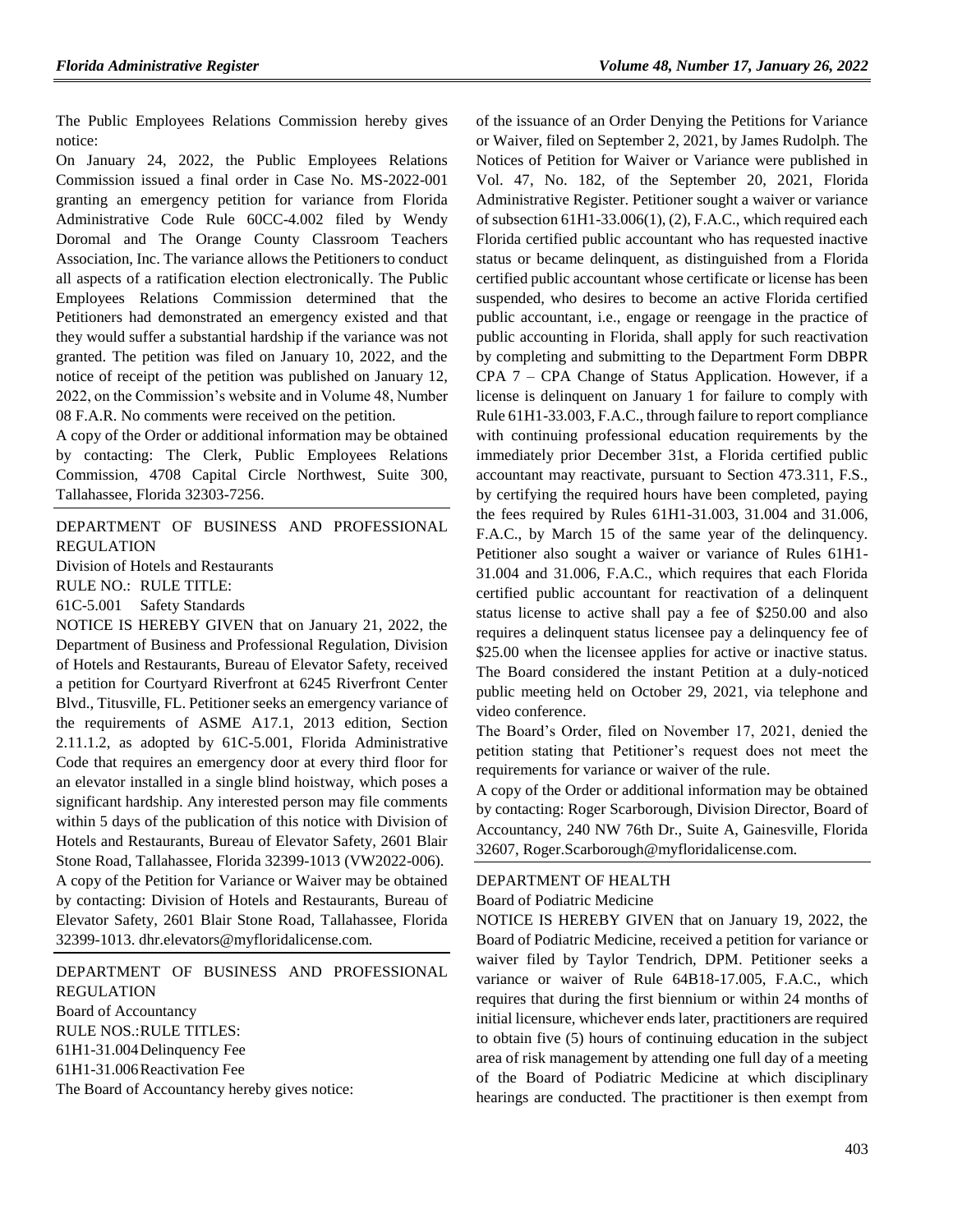The Public Employees Relations Commission hereby gives notice:

On January 24, 2022, the Public Employees Relations Commission issued a final order in Case No. MS-2022-001 granting an emergency petition for variance from Florida Administrative Code Rule 60CC-4.002 filed by Wendy Doromal and The Orange County Classroom Teachers Association, Inc. The variance allows the Petitioners to conduct all aspects of a ratification election electronically. The Public Employees Relations Commission determined that the Petitioners had demonstrated an emergency existed and that they would suffer a substantial hardship if the variance was not granted. The petition was filed on January 10, 2022, and the notice of receipt of the petition was published on January 12, 2022, on the Commission's website and in Volume 48, Number 08 F.A.R. No comments were received on the petition.

A copy of the Order or additional information may be obtained by contacting: The Clerk, Public Employees Relations Commission, 4708 Capital Circle Northwest, Suite 300, Tallahassee, Florida 32303-7256.

---

DEPARTMENT OF BUSINESS AND PROFESSIONAL REGULATION

Division of Hotels and Restaurants

RULE NO.: RULE TITLE:

61C-5.001 Safety Standards

NOTICE IS HEREBY GIVEN that on January 21, 2022, the Department of Business and Professional Regulation, Division of Hotels and Restaurants, Bureau of Elevator Safety, received a petition for Courtyard Riverfront at 6245 Riverfront Center Blvd., Titusville, FL. Petitioner seeks an emergency variance of the requirements of ASME A17.1, 2013 edition, Section 2.11.1.2, as adopted by 61C-5.001, Florida Administrative Code that requires an emergency door at every third floor for an elevator installed in a single blind hoistway, which poses a significant hardship. Any interested person may file comments within 5 days of the publication of this notice with Division of Hotels and Restaurants, Bureau of Elevator Safety, 2601 Blair Stone Road, Tallahassee, Florida 32399-1013 (VW2022-006).

A copy of the Petition for Variance or Waiver may be obtained by contacting: Division of Hotels and Restaurants, Bureau of Elevator Safety, 2601 Blair Stone Road, Tallahassee, Florida 32399-1013. dhr.elevators@myfloridalicense.com.

---

DEPARTMENT OF BUSINESS AND PROFESSIONAL REGULATION

Board of Accountancy

RULE NOS.: RULE TITLES:

61H1-31.004 Delinquency Fee

61H1-31.006 Reactivation Fee

The Board of Accountancy hereby gives notice: of the issuance of an Order Denying the Petitions for Variance or Waiver, filed on September 2, 2021, by James Rudolph. The Notices of Petition for Waiver or Variance were published in Vol. 47, No. 182, of the September 20, 2021, Florida Administrative Register. Petitioner sought a waiver or variance of subsection 61H1-33.006(1), (2), F.A.C., which required each Florida certified public accountant who has requested inactive status or became delinquent, as distinguished from a Florida certified public accountant whose certificate or license has been suspended, who desires to become an active Florida certified public accountant, i.e., engage or reengage in the practice of public accounting in Florida, shall apply for such reactivation by completing and submitting to the Department Form DBPR CPA 7 – CPA Change of Status Application. However, if a license is delinquent on January 1 for failure to comply with Rule 61H1-33.003, F.A.C., through failure to report compliance with continuing professional education requirements by the immediately prior December 31st, a Florida certified public accountant may reactivate, pursuant to Section 473.311, F.S., by certifying the required hours have been completed, paying the fees required by Rules 61H1-31.003, 31.004 and 31.006, F.A.C., by March 15 of the same year of the delinquency. Petitioner also sought a waiver or variance of Rules 61H1-31.004 and 31.006, F.A.C., which requires that each Florida certified public accountant for reactivation of a delinquent status license to active shall pay a fee of $250.00 and also requires a delinquent status licensee pay a delinquency fee of $25.00 when the licensee applies for active or inactive status. The Board considered the instant Petition at a duly-noticed public meeting held on October 29, 2021, via telephone and video conference.

The Board's Order, filed on November 17, 2021, denied the petition stating that Petitioner's request does not meet the requirements for variance or waiver of the rule.

A copy of the Order or additional information may be obtained by contacting: Roger Scarborough, Division Director, Board of Accountancy, 240 NW 76th Dr., Suite A, Gainesville, Florida 32607, Roger.Scarborough@myfloridalicense.com.

---

DEPARTMENT OF HEALTH

Board of Podiatric Medicine

NOTICE IS HEREBY GIVEN that on January 19, 2022, the Board of Podiatric Medicine, received a petition for variance or waiver filed by Taylor Tendrich, DPM. Petitioner seeks a variance or waiver of Rule 64B18-17.005, F.A.C., which requires that during the first biennium or within 24 months of initial licensure, whichever ends later, practitioners are required to obtain five (5) hours of continuing education in the subject area of risk management by attending one full day of a meeting of the Board of Podiatric Medicine at which disciplinary hearings are conducted. The practitioner is then exempt from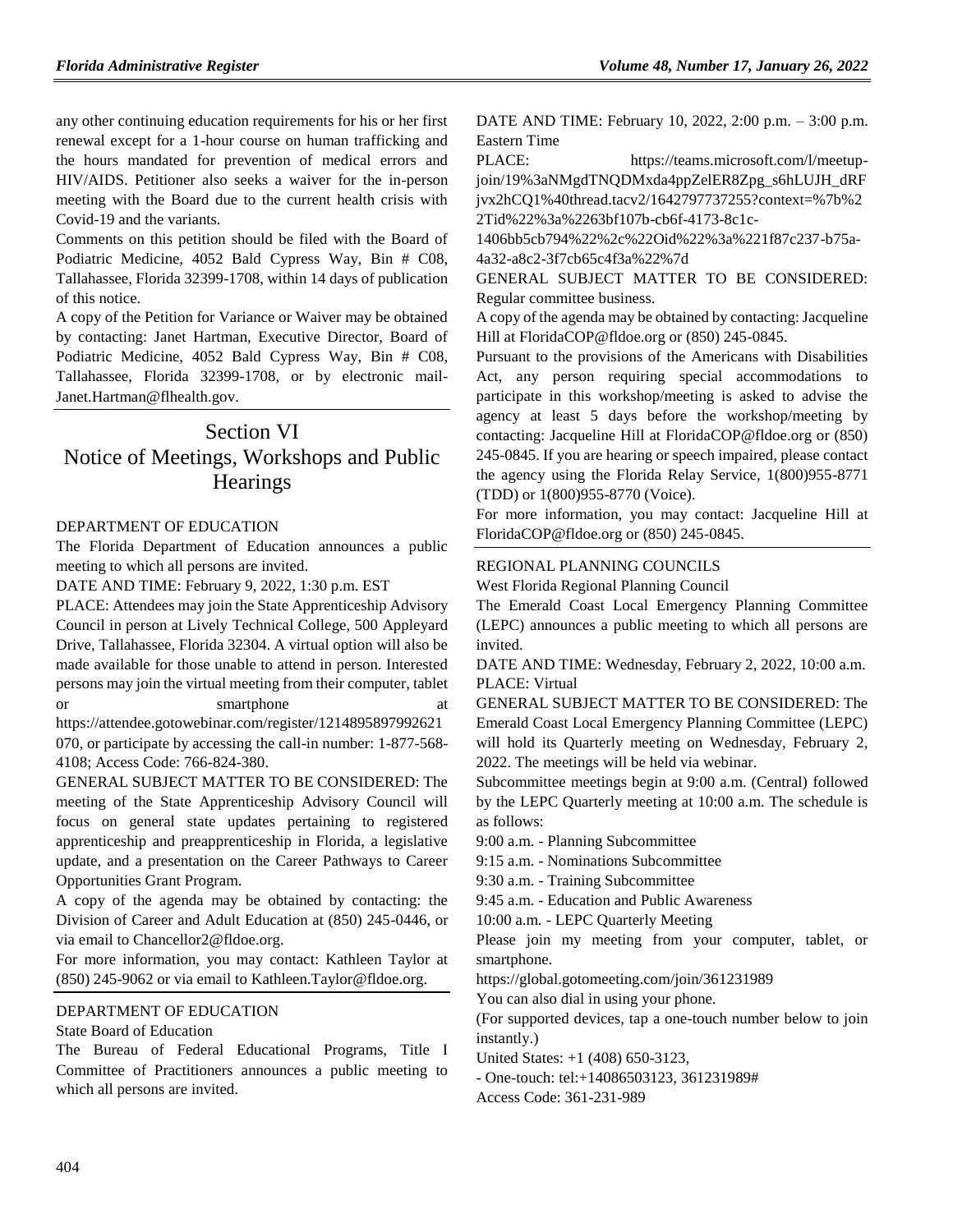any other continuing education requirements for his or her first renewal except for a 1-hour course on human trafficking and the hours mandated for prevention of medical errors and HIV/AIDS. Petitioner also seeks a waiver for the in-person meeting with the Board due to the current health crisis with Covid-19 and the variants.

Comments on this petition should be filed with the Board of Podiatric Medicine, 4052 Bald Cypress Way, Bin # C08, Tallahassee, Florida 32399-1708, within 14 days of publication of this notice.

A copy of the Petition for Variance or Waiver may be obtained by contacting: Janet Hartman, Executive Director, Board of Podiatric Medicine, 4052 Bald Cypress Way, Bin # C08, Tallahassee, Florida 32399-1708, or by electronic mail-Janet.Hartman@flhealth.gov.

# Section VI
# Notice of Meetings, Workshops and Public Hearings

DEPARTMENT OF EDUCATION

The Florida Department of Education announces a public meeting to which all persons are invited.

DATE AND TIME: February 9, 2022, 1:30 p.m. EST

PLACE: Attendees may join the State Apprenticeship Advisory Council in person at Lively Technical College, 500 Appleyard Drive, Tallahassee, Florida 32304. A virtual option will also be made available for those unable to attend in person. Interested persons may join the virtual meeting from their computer, tablet or smartphone at https://attendee.gotowebinar.com/register/1214895897992621070, or participate by accessing the call-in number: 1-877-568-4108; Access Code: 766-824-380.

GENERAL SUBJECT MATTER TO BE CONSIDERED: The meeting of the State Apprenticeship Advisory Council will focus on general state updates pertaining to registered apprenticeship and preapprenticeship in Florida, a legislative update, and a presentation on the Career Pathways to Career Opportunities Grant Program.

A copy of the agenda may be obtained by contacting: the Division of Career and Adult Education at (850) 245-0446, or via email to Chancellor2@fldoe.org.

For more information, you may contact: Kathleen Taylor at (850) 245-9062 or via email to Kathleen.Taylor@fldoe.org.

DEPARTMENT OF EDUCATION

State Board of Education

The Bureau of Federal Educational Programs, Title I Committee of Practitioners announces a public meeting to which all persons are invited.

DATE AND TIME: February 10, 2022, 2:00 p.m. – 3:00 p.m. Eastern Time

PLACE: https://teams.microsoft.com/l/meetup-join/19%3aNMgdTNQDMxda4ppZelER8Zpg_s6hLUJH_dRFjvx2hCQ1%40thread.tacv2/1642797737255?context=%7b%22Tid%22%3a%2263bf107b-cb6f-4173-8c1c-1406bb5cb794%22%2c%22Oid%22%3a%221f87c237-b75a-4a32-a8c2-3f7cb65c4f3a%22%7d

GENERAL SUBJECT MATTER TO BE CONSIDERED: Regular committee business.

A copy of the agenda may be obtained by contacting: Jacqueline Hill at FloridaCOP@fldoe.org or (850) 245-0845.

Pursuant to the provisions of the Americans with Disabilities Act, any person requiring special accommodations to participate in this workshop/meeting is asked to advise the agency at least 5 days before the workshop/meeting by contacting: Jacqueline Hill at FloridaCOP@fldoe.org or (850) 245-0845. If you are hearing or speech impaired, please contact the agency using the Florida Relay Service, 1(800)955-8771 (TDD) or 1(800)955-8770 (Voice).

For more information, you may contact: Jacqueline Hill at FloridaCOP@fldoe.org or (850) 245-0845.

REGIONAL PLANNING COUNCILS

West Florida Regional Planning Council

The Emerald Coast Local Emergency Planning Committee (LEPC) announces a public meeting to which all persons are invited.

DATE AND TIME: Wednesday, February 2, 2022, 10:00 a.m.

PLACE: Virtual

GENERAL SUBJECT MATTER TO BE CONSIDERED: The Emerald Coast Local Emergency Planning Committee (LEPC) will hold its Quarterly meeting on Wednesday, February 2, 2022. The meetings will be held via webinar.

Subcommittee meetings begin at 9:00 a.m. (Central) followed by the LEPC Quarterly meeting at 10:00 a.m. The schedule is as follows:

9:00 a.m. - Planning Subcommittee

9:15 a.m. - Nominations Subcommittee

9:30 a.m. - Training Subcommittee

9:45 a.m. - Education and Public Awareness

10:00 a.m. - LEPC Quarterly Meeting

Please join my meeting from your computer, tablet, or smartphone.

https://global.gotomeeting.com/join/361231989

You can also dial in using your phone.

(For supported devices, tap a one-touch number below to join instantly.)

United States: +1 (408) 650-3123,

- One-touch: tel:+14086503123, 361231989#

Access Code: 361-231-989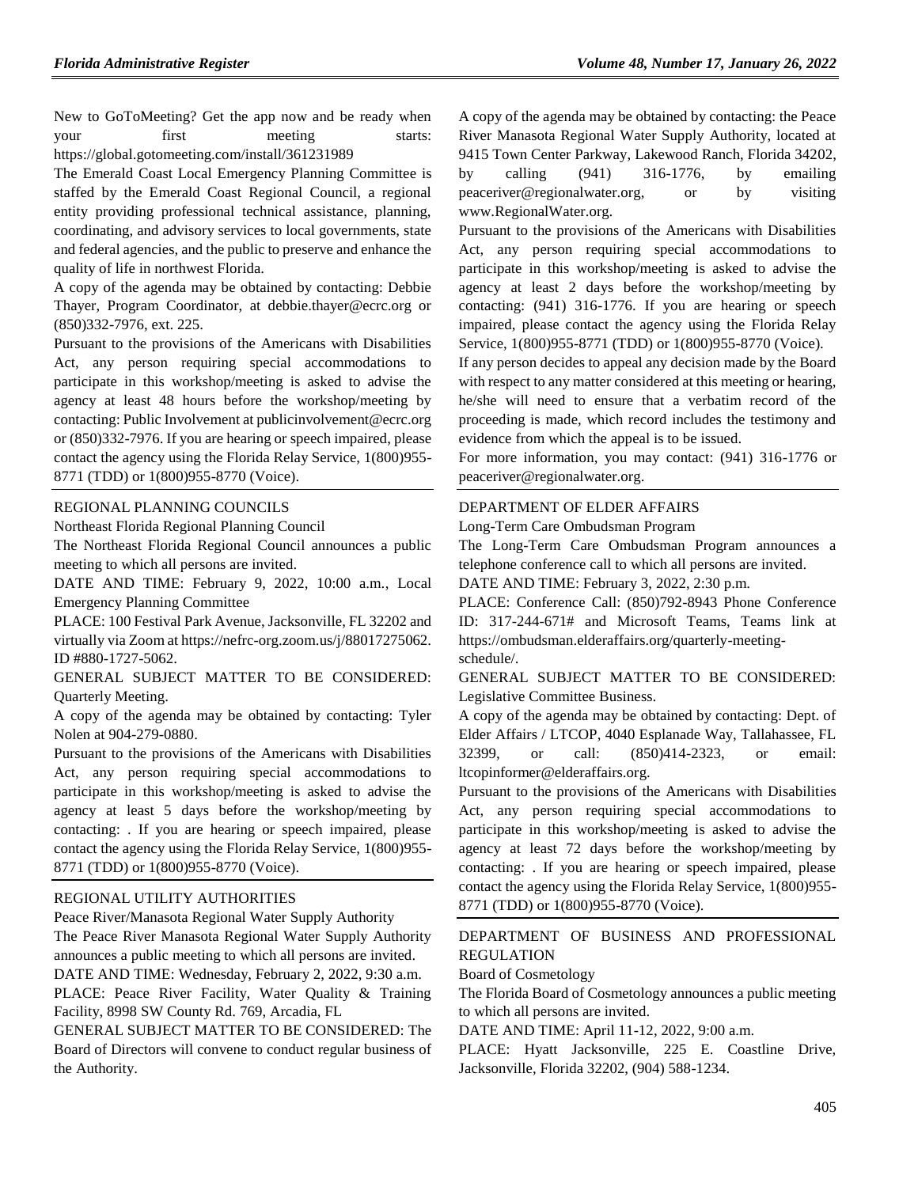New to GoToMeeting? Get the app now and be ready when your first meeting starts: https://global.gotomeeting.com/install/361231989

The Emerald Coast Local Emergency Planning Committee is staffed by the Emerald Coast Regional Council, a regional entity providing professional technical assistance, planning, coordinating, and advisory services to local governments, state and federal agencies, and the public to preserve and enhance the quality of life in northwest Florida.

A copy of the agenda may be obtained by contacting: Debbie Thayer, Program Coordinator, at debbie.thayer@ecrc.org or (850)332-7976, ext. 225.

Pursuant to the provisions of the Americans with Disabilities Act, any person requiring special accommodations to participate in this workshop/meeting is asked to advise the agency at least 48 hours before the workshop/meeting by contacting: Public Involvement at publicinvolvement@ecrc.org or (850)332-7976. If you are hearing or speech impaired, please contact the agency using the Florida Relay Service, 1(800)955-8771 (TDD) or 1(800)955-8770 (Voice).

## REGIONAL PLANNING COUNCILS

Northeast Florida Regional Planning Council

The Northeast Florida Regional Council announces a public meeting to which all persons are invited.

DATE AND TIME: February 9, 2022, 10:00 a.m., Local Emergency Planning Committee

PLACE: 100 Festival Park Avenue, Jacksonville, FL 32202 and virtually via Zoom at https://nefrc-org.zoom.us/j/88017275062. ID #880-1727-5062.

GENERAL SUBJECT MATTER TO BE CONSIDERED: Quarterly Meeting.

A copy of the agenda may be obtained by contacting: Tyler Nolen at 904-279-0880.

Pursuant to the provisions of the Americans with Disabilities Act, any person requiring special accommodations to participate in this workshop/meeting is asked to advise the agency at least 5 days before the workshop/meeting by contacting: . If you are hearing or speech impaired, please contact the agency using the Florida Relay Service, 1(800)955-8771 (TDD) or 1(800)955-8770 (Voice).

## REGIONAL UTILITY AUTHORITIES

Peace River/Manasota Regional Water Supply Authority

The Peace River Manasota Regional Water Supply Authority announces a public meeting to which all persons are invited.

DATE AND TIME: Wednesday, February 2, 2022, 9:30 a.m.

PLACE: Peace River Facility, Water Quality & Training Facility, 8998 SW County Rd. 769, Arcadia, FL

GENERAL SUBJECT MATTER TO BE CONSIDERED: The Board of Directors will convene to conduct regular business of the Authority.

A copy of the agenda may be obtained by contacting: the Peace River Manasota Regional Water Supply Authority, located at 9415 Town Center Parkway, Lakewood Ranch, Florida 34202, by calling (941) 316-1776, by emailing peaceriver@regionalwater.org, or by visiting www.RegionalWater.org.

Pursuant to the provisions of the Americans with Disabilities Act, any person requiring special accommodations to participate in this workshop/meeting is asked to advise the agency at least 2 days before the workshop/meeting by contacting: (941) 316-1776. If you are hearing or speech impaired, please contact the agency using the Florida Relay Service, 1(800)955-8771 (TDD) or 1(800)955-8770 (Voice).

If any person decides to appeal any decision made by the Board with respect to any matter considered at this meeting or hearing, he/she will need to ensure that a verbatim record of the proceeding is made, which record includes the testimony and evidence from which the appeal is to be issued.

For more information, you may contact: (941) 316-1776 or peaceriver@regionalwater.org.

## DEPARTMENT OF ELDER AFFAIRS

Long-Term Care Ombudsman Program

The Long-Term Care Ombudsman Program announces a telephone conference call to which all persons are invited.

DATE AND TIME: February 3, 2022, 2:30 p.m.

PLACE: Conference Call: (850)792-8943 Phone Conference ID: 317-244-671# and Microsoft Teams, Teams link at https://ombudsman.elderaffairs.org/quarterly-meeting-schedule/.

GENERAL SUBJECT MATTER TO BE CONSIDERED: Legislative Committee Business.

A copy of the agenda may be obtained by contacting: Dept. of Elder Affairs / LTCOP, 4040 Esplanade Way, Tallahassee, FL 32399, or call: (850)414-2323, or email: ltcopinformer@elderaffairs.org.

Pursuant to the provisions of the Americans with Disabilities Act, any person requiring special accommodations to participate in this workshop/meeting is asked to advise the agency at least 72 days before the workshop/meeting by contacting: . If you are hearing or speech impaired, please contact the agency using the Florida Relay Service, 1(800)955-8771 (TDD) or 1(800)955-8770 (Voice).

## DEPARTMENT OF BUSINESS AND PROFESSIONAL REGULATION

Board of Cosmetology

The Florida Board of Cosmetology announces a public meeting to which all persons are invited.

DATE AND TIME: April 11-12, 2022, 9:00 a.m.

PLACE: Hyatt Jacksonville, 225 E. Coastline Drive, Jacksonville, Florida 32202, (904) 588-1234.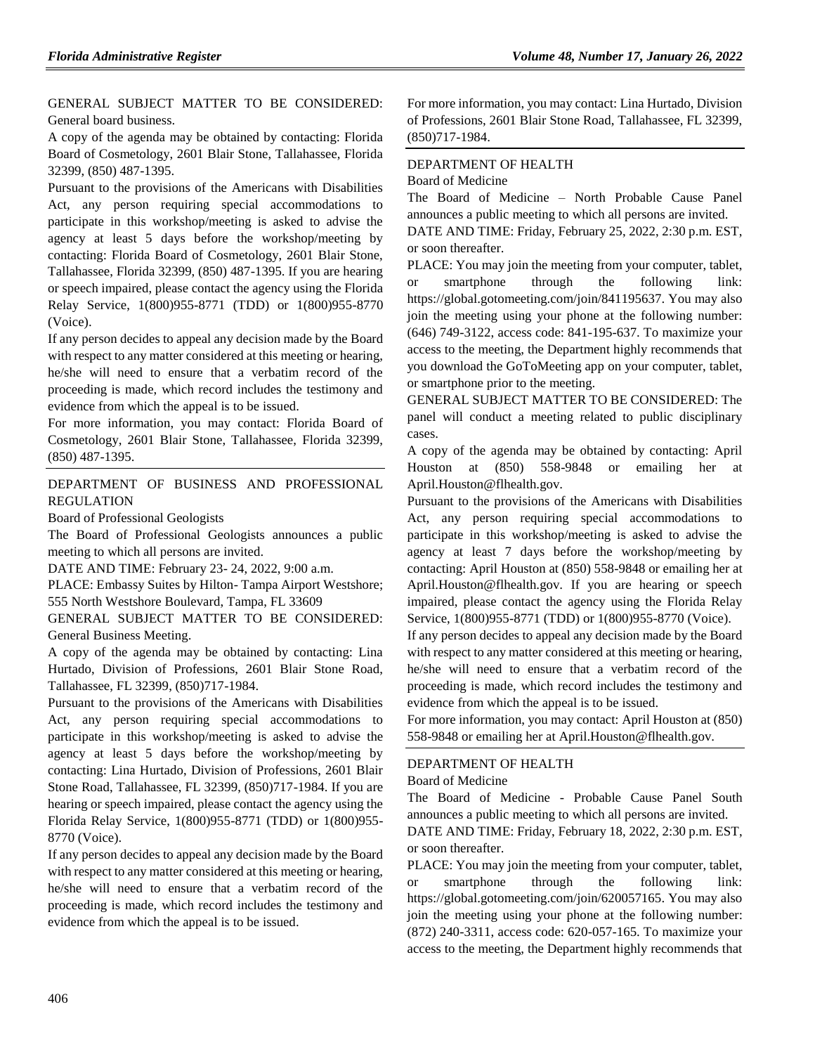GENERAL SUBJECT MATTER TO BE CONSIDERED: General board business.

A copy of the agenda may be obtained by contacting: Florida Board of Cosmetology, 2601 Blair Stone, Tallahassee, Florida 32399, (850) 487-1395.

Pursuant to the provisions of the Americans with Disabilities Act, any person requiring special accommodations to participate in this workshop/meeting is asked to advise the agency at least 5 days before the workshop/meeting by contacting: Florida Board of Cosmetology, 2601 Blair Stone, Tallahassee, Florida 32399, (850) 487-1395. If you are hearing or speech impaired, please contact the agency using the Florida Relay Service, 1(800)955-8771 (TDD) or 1(800)955-8770 (Voice).

If any person decides to appeal any decision made by the Board with respect to any matter considered at this meeting or hearing, he/she will need to ensure that a verbatim record of the proceeding is made, which record includes the testimony and evidence from which the appeal is to be issued.

For more information, you may contact: Florida Board of Cosmetology, 2601 Blair Stone, Tallahassee, Florida 32399, (850) 487-1395.

---

DEPARTMENT OF BUSINESS AND PROFESSIONAL REGULATION

Board of Professional Geologists

The Board of Professional Geologists announces a public meeting to which all persons are invited.

DATE AND TIME: February 23- 24, 2022, 9:00 a.m.

PLACE: Embassy Suites by Hilton- Tampa Airport Westshore; 555 North Westshore Boulevard, Tampa, FL 33609

GENERAL SUBJECT MATTER TO BE CONSIDERED: General Business Meeting.

A copy of the agenda may be obtained by contacting: Lina Hurtado, Division of Professions, 2601 Blair Stone Road, Tallahassee, FL 32399, (850)717-1984.

Pursuant to the provisions of the Americans with Disabilities Act, any person requiring special accommodations to participate in this workshop/meeting is asked to advise the agency at least 5 days before the workshop/meeting by contacting: Lina Hurtado, Division of Professions, 2601 Blair Stone Road, Tallahassee, FL 32399, (850)717-1984. If you are hearing or speech impaired, please contact the agency using the Florida Relay Service, 1(800)955-8771 (TDD) or 1(800)955-8770 (Voice).

If any person decides to appeal any decision made by the Board with respect to any matter considered at this meeting or hearing, he/she will need to ensure that a verbatim record of the proceeding is made, which record includes the testimony and evidence from which the appeal is to be issued.

For more information, you may contact: Lina Hurtado, Division of Professions, 2601 Blair Stone Road, Tallahassee, FL 32399, (850)717-1984.

---

DEPARTMENT OF HEALTH

Board of Medicine

The Board of Medicine – North Probable Cause Panel announces a public meeting to which all persons are invited.

DATE AND TIME: Friday, February 25, 2022, 2:30 p.m. EST, or soon thereafter.

PLACE: You may join the meeting from your computer, tablet, or smartphone through the following link: https://global.gotomeeting.com/join/841195637. You may also join the meeting using your phone at the following number: (646) 749-3122, access code: 841-195-637. To maximize your access to the meeting, the Department highly recommends that you download the GoToMeeting app on your computer, tablet, or smartphone prior to the meeting.

GENERAL SUBJECT MATTER TO BE CONSIDERED: The panel will conduct a meeting related to public disciplinary cases.

A copy of the agenda may be obtained by contacting: April Houston at (850) 558-9848 or emailing her at April.Houston@flhealth.gov.

Pursuant to the provisions of the Americans with Disabilities Act, any person requiring special accommodations to participate in this workshop/meeting is asked to advise the agency at least 7 days before the workshop/meeting by contacting: April Houston at (850) 558-9848 or emailing her at April.Houston@flhealth.gov. If you are hearing or speech impaired, please contact the agency using the Florida Relay Service, 1(800)955-8771 (TDD) or 1(800)955-8770 (Voice).

If any person decides to appeal any decision made by the Board with respect to any matter considered at this meeting or hearing, he/she will need to ensure that a verbatim record of the proceeding is made, which record includes the testimony and evidence from which the appeal is to be issued.

For more information, you may contact: April Houston at (850) 558-9848 or emailing her at April.Houston@flhealth.gov.

---

DEPARTMENT OF HEALTH

Board of Medicine

The Board of Medicine - Probable Cause Panel South announces a public meeting to which all persons are invited.

DATE AND TIME: Friday, February 18, 2022, 2:30 p.m. EST, or soon thereafter.

PLACE: You may join the meeting from your computer, tablet, or smartphone through the following link: https://global.gotomeeting.com/join/620057165. You may also join the meeting using your phone at the following number: (872) 240-3311, access code: 620-057-165. To maximize your access to the meeting, the Department highly recommends that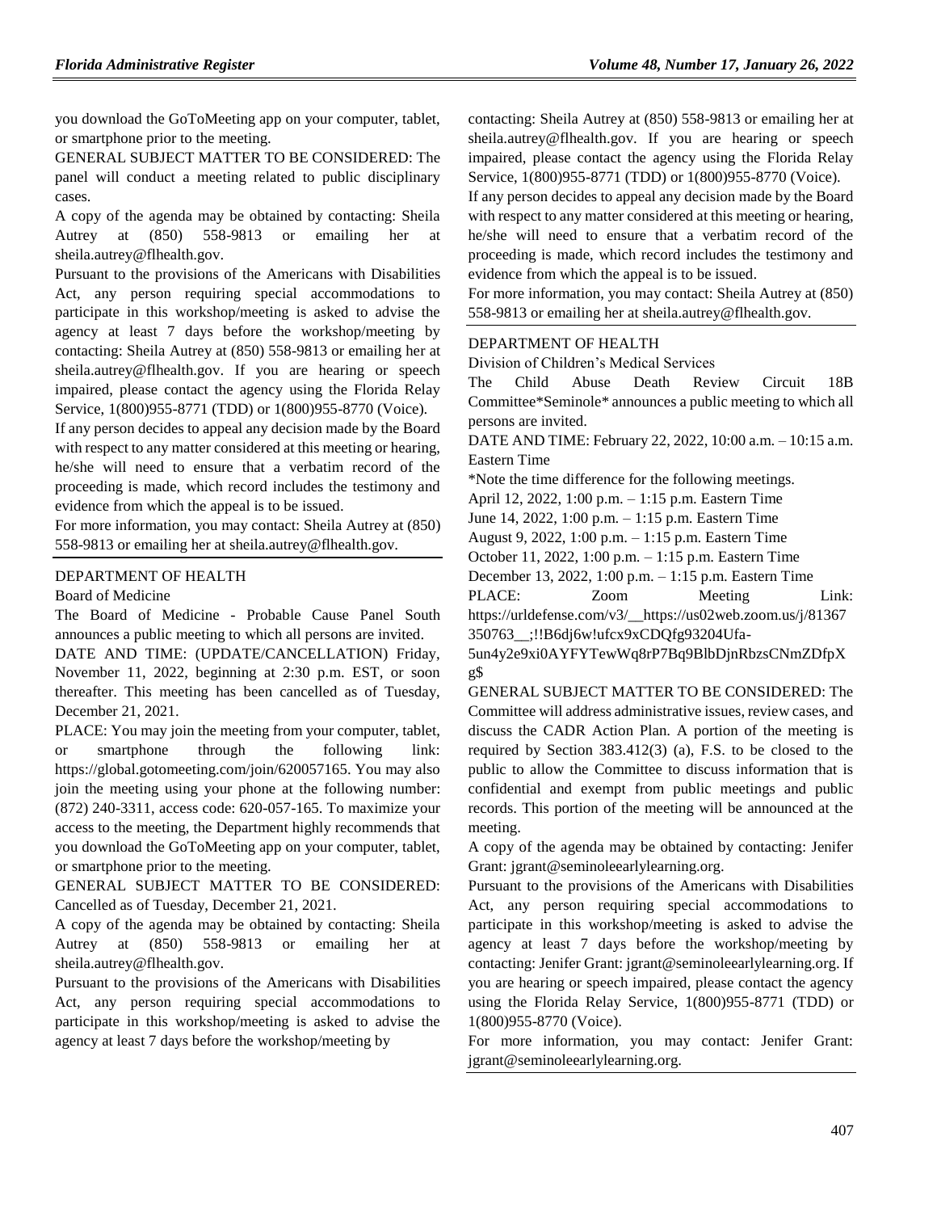you download the GoToMeeting app on your computer, tablet, or smartphone prior to the meeting.

GENERAL SUBJECT MATTER TO BE CONSIDERED: The panel will conduct a meeting related to public disciplinary cases.

A copy of the agenda may be obtained by contacting: Sheila Autrey at (850) 558-9813 or emailing her at sheila.autrey@flhealth.gov.

Pursuant to the provisions of the Americans with Disabilities Act, any person requiring special accommodations to participate in this workshop/meeting is asked to advise the agency at least 7 days before the workshop/meeting by contacting: Sheila Autrey at (850) 558-9813 or emailing her at sheila.autrey@flhealth.gov. If you are hearing or speech impaired, please contact the agency using the Florida Relay Service, 1(800)955-8771 (TDD) or 1(800)955-8770 (Voice).

If any person decides to appeal any decision made by the Board with respect to any matter considered at this meeting or hearing, he/she will need to ensure that a verbatim record of the proceeding is made, which record includes the testimony and evidence from which the appeal is to be issued.

For more information, you may contact: Sheila Autrey at (850) 558-9813 or emailing her at sheila.autrey@flhealth.gov.

DEPARTMENT OF HEALTH

Board of Medicine

The Board of Medicine - Probable Cause Panel South announces a public meeting to which all persons are invited.

DATE AND TIME: (UPDATE/CANCELLATION) Friday, November 11, 2022, beginning at 2:30 p.m. EST, or soon thereafter. This meeting has been cancelled as of Tuesday, December 21, 2021.

PLACE: You may join the meeting from your computer, tablet, or smartphone through the following link: https://global.gotomeeting.com/join/620057165. You may also join the meeting using your phone at the following number: (872) 240-3311, access code: 620-057-165. To maximize your access to the meeting, the Department highly recommends that you download the GoToMeeting app on your computer, tablet, or smartphone prior to the meeting.

GENERAL SUBJECT MATTER TO BE CONSIDERED: Cancelled as of Tuesday, December 21, 2021.

A copy of the agenda may be obtained by contacting: Sheila Autrey at (850) 558-9813 or emailing her at sheila.autrey@flhealth.gov.

Pursuant to the provisions of the Americans with Disabilities Act, any person requiring special accommodations to participate in this workshop/meeting is asked to advise the agency at least 7 days before the workshop/meeting by contacting: Sheila Autrey at (850) 558-9813 or emailing her at sheila.autrey@flhealth.gov. If you are hearing or speech impaired, please contact the agency using the Florida Relay Service, 1(800)955-8771 (TDD) or 1(800)955-8770 (Voice).

If any person decides to appeal any decision made by the Board with respect to any matter considered at this meeting or hearing, he/she will need to ensure that a verbatim record of the proceeding is made, which record includes the testimony and evidence from which the appeal is to be issued.

For more information, you may contact: Sheila Autrey at (850) 558-9813 or emailing her at sheila.autrey@flhealth.gov.

DEPARTMENT OF HEALTH

Division of Children's Medical Services

The Child Abuse Death Review Circuit 18B Committee*Seminole* announces a public meeting to which all persons are invited.

DATE AND TIME: February 22, 2022, 10:00 a.m. – 10:15 a.m. Eastern Time

*Note the time difference for the following meetings.

April 12, 2022, 1:00 p.m. – 1:15 p.m. Eastern Time

June 14, 2022, 1:00 p.m. – 1:15 p.m. Eastern Time

August 9, 2022, 1:00 p.m. – 1:15 p.m. Eastern Time

October 11, 2022, 1:00 p.m. – 1:15 p.m. Eastern Time

December 13, 2022, 1:00 p.m. – 1:15 p.m. Eastern Time

PLACE: Zoom Meeting Link: https://urldefense.com/v3/__https://us02web.zoom.us/j/81367350763__;!!B6dj6w!ufcx9xCDQfg93204Ufa-5un4y2e9xi0AYFYTewWq8rP7Bq9BlbDjnRbzsCNmZDfpXg$

GENERAL SUBJECT MATTER TO BE CONSIDERED: The Committee will address administrative issues, review cases, and discuss the CADR Action Plan. A portion of the meeting is required by Section 383.412(3) (a), F.S. to be closed to the public to allow the Committee to discuss information that is confidential and exempt from public meetings and public records. This portion of the meeting will be announced at the meeting.

A copy of the agenda may be obtained by contacting: Jenifer Grant: jgrant@seminoleearlylearning.org.

Pursuant to the provisions of the Americans with Disabilities Act, any person requiring special accommodations to participate in this workshop/meeting is asked to advise the agency at least 7 days before the workshop/meeting by contacting: Jenifer Grant: jgrant@seminoleearlylearning.org. If you are hearing or speech impaired, please contact the agency using the Florida Relay Service, 1(800)955-8771 (TDD) or 1(800)955-8770 (Voice).

For more information, you may contact: Jenifer Grant: jgrant@seminoleearlylearning.org.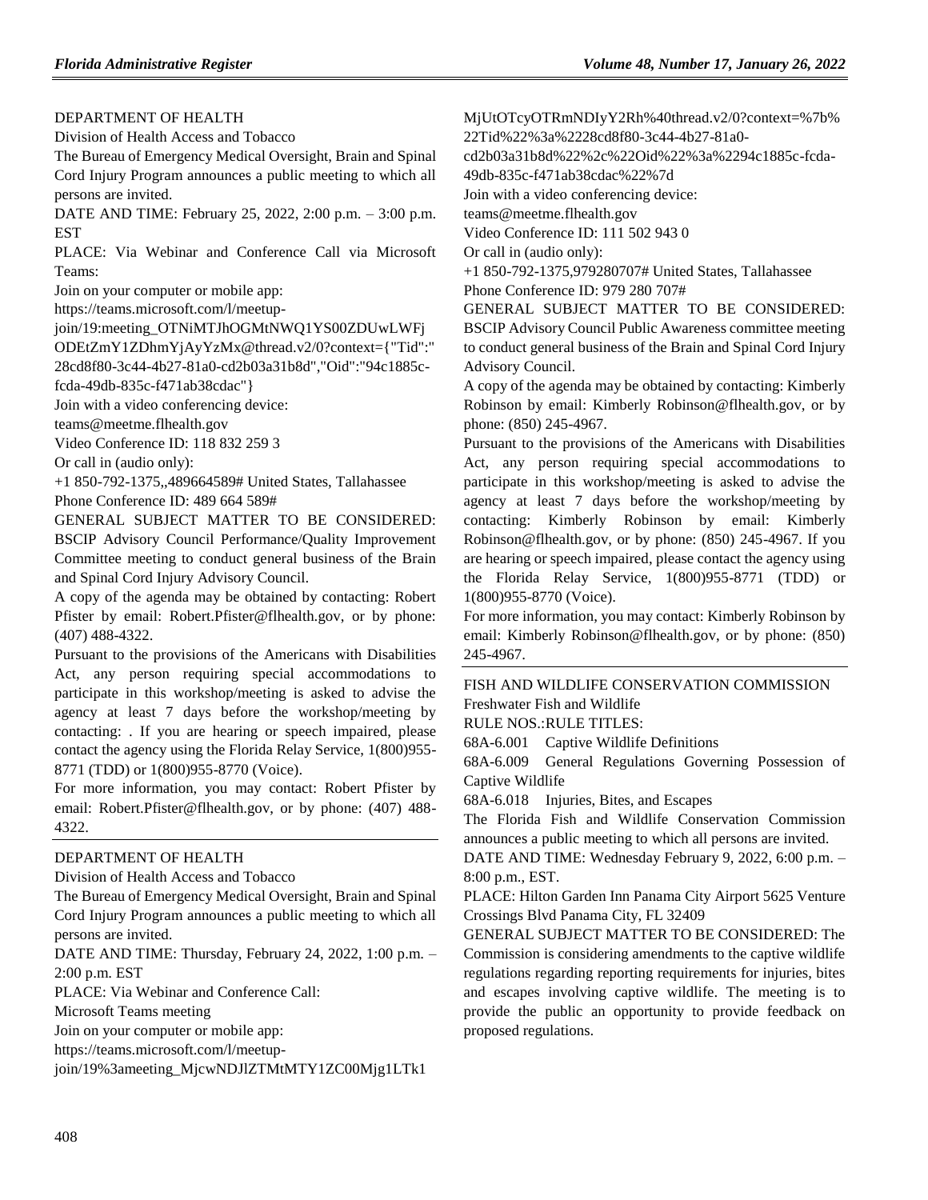DEPARTMENT OF HEALTH

Division of Health Access and Tobacco

The Bureau of Emergency Medical Oversight, Brain and Spinal Cord Injury Program announces a public meeting to which all persons are invited.

DATE AND TIME: February 25, 2022, 2:00 p.m. – 3:00 p.m. EST

PLACE: Via Webinar and Conference Call via Microsoft Teams:

Join on your computer or mobile app:

https://teams.microsoft.com/l/meetup-join/19:meeting_OTNiMTJhOGMtNWQ1YS00ZDUwLWFjODEtZmY1ZDhmYjAyYzMx@thread.v2/0?context={"Tid":"28cd8f80-3c44-4b27-81a0-cd2b03a31b8d","Oid":"94c1885c-fcda-49db-835c-f471ab38cdac"}

Join with a video conferencing device:

teams@meetme.flhealth.gov

Video Conference ID: 118 832 259 3

Or call in (audio only):

+1 850-792-1375,,489664589# United States, Tallahassee

Phone Conference ID: 489 664 589#

GENERAL SUBJECT MATTER TO BE CONSIDERED: BSCIP Advisory Council Performance/Quality Improvement Committee meeting to conduct general business of the Brain and Spinal Cord Injury Advisory Council.

A copy of the agenda may be obtained by contacting: Robert Pfister by email: Robert.Pfister@flhealth.gov, or by phone: (407) 488-4322.

Pursuant to the provisions of the Americans with Disabilities Act, any person requiring special accommodations to participate in this workshop/meeting is asked to advise the agency at least 7 days before the workshop/meeting by contacting: . If you are hearing or speech impaired, please contact the agency using the Florida Relay Service, 1(800)955-8771 (TDD) or 1(800)955-8770 (Voice).

For more information, you may contact: Robert Pfister by email: Robert.Pfister@flhealth.gov, or by phone: (407) 488-4322.

---

DEPARTMENT OF HEALTH

Division of Health Access and Tobacco

The Bureau of Emergency Medical Oversight, Brain and Spinal Cord Injury Program announces a public meeting to which all persons are invited.

DATE AND TIME: Thursday, February 24, 2022, 1:00 p.m. – 2:00 p.m. EST

PLACE: Via Webinar and Conference Call:

Microsoft Teams meeting

Join on your computer or mobile app:

https://teams.microsoft.com/l/meetup-join/19%3ameeting_MjcwNDJlZTMtMTY1ZC00Mjg1LTk1MjUtOTcyOTRmNDIyY2Rh%40thread.v2/0?context=%7b%22Tid%22%3a%2228cd8f80-3c44-4b27-81a0-cd2b03a31b8d%22%2c%22Oid%22%3a%2294c1885c-fcda-49db-835c-f471ab38cdac%22%7d

Join with a video conferencing device:

teams@meetme.flhealth.gov

Video Conference ID: 111 502 943 0

Or call in (audio only):

+1 850-792-1375,979280707# United States, Tallahassee

Phone Conference ID: 979 280 707#

GENERAL SUBJECT MATTER TO BE CONSIDERED: BSCIP Advisory Council Public Awareness committee meeting to conduct general business of the Brain and Spinal Cord Injury Advisory Council.

A copy of the agenda may be obtained by contacting: Kimberly Robinson by email: Kimberly Robinson@flhealth.gov, or by phone: (850) 245-4967.

Pursuant to the provisions of the Americans with Disabilities Act, any person requiring special accommodations to participate in this workshop/meeting is asked to advise the agency at least 7 days before the workshop/meeting by contacting: Kimberly Robinson by email: Kimberly Robinson@flhealth.gov, or by phone: (850) 245-4967. If you are hearing or speech impaired, please contact the agency using the Florida Relay Service, 1(800)955-8771 (TDD) or 1(800)955-8770 (Voice).

For more information, you may contact: Kimberly Robinson by email: Kimberly Robinson@flhealth.gov, or by phone: (850) 245-4967.

---

FISH AND WILDLIFE CONSERVATION COMMISSION

Freshwater Fish and Wildlife

RULE NOS.:RULE TITLES:

68A-6.001 Captive Wildlife Definitions

68A-6.009 General Regulations Governing Possession of Captive Wildlife

68A-6.018 Injuries, Bites, and Escapes

The Florida Fish and Wildlife Conservation Commission announces a public meeting to which all persons are invited.

DATE AND TIME: Wednesday February 9, 2022, 6:00 p.m. – 8:00 p.m., EST.

PLACE: Hilton Garden Inn Panama City Airport 5625 Venture Crossings Blvd Panama City, FL 32409

GENERAL SUBJECT MATTER TO BE CONSIDERED: The Commission is considering amendments to the captive wildlife regulations regarding reporting requirements for injuries, bites and escapes involving captive wildlife. The meeting is to provide the public an opportunity to provide feedback on proposed regulations.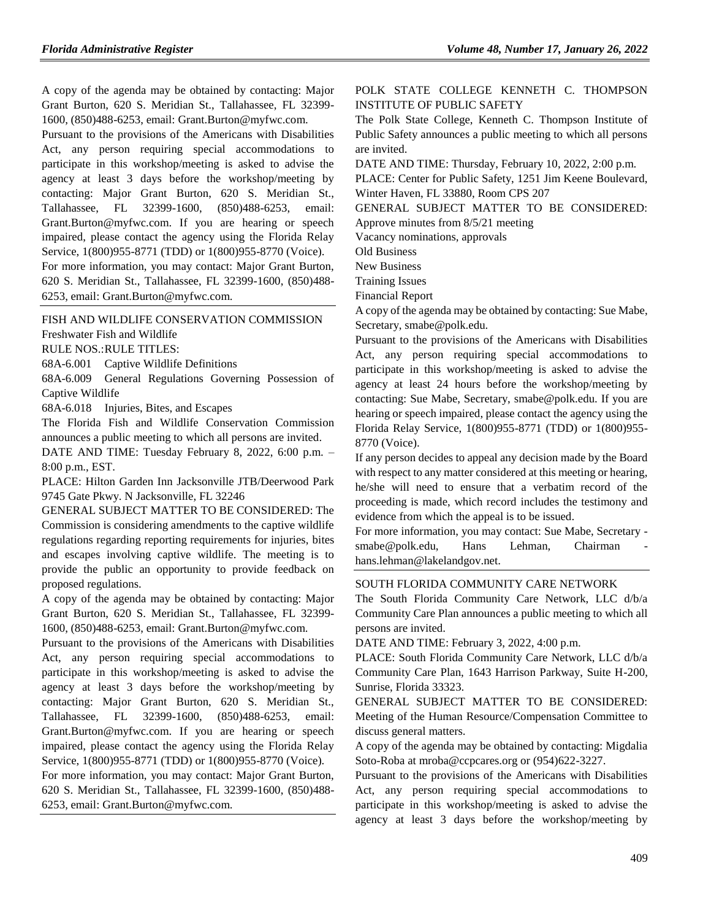A copy of the agenda may be obtained by contacting: Major Grant Burton, 620 S. Meridian St., Tallahassee, FL 32399-1600, (850)488-6253, email: Grant.Burton@myfwc.com.

Pursuant to the provisions of the Americans with Disabilities Act, any person requiring special accommodations to participate in this workshop/meeting is asked to advise the agency at least 3 days before the workshop/meeting by contacting: Major Grant Burton, 620 S. Meridian St., Tallahassee, FL 32399-1600, (850)488-6253, email: Grant.Burton@myfwc.com. If you are hearing or speech impaired, please contact the agency using the Florida Relay Service, 1(800)955-8771 (TDD) or 1(800)955-8770 (Voice).

For more information, you may contact: Major Grant Burton, 620 S. Meridian St., Tallahassee, FL 32399-1600, (850)488-6253, email: Grant.Burton@myfwc.com.

---

FISH AND WILDLIFE CONSERVATION COMMISSION

Freshwater Fish and Wildlife

RULE NOS.:RULE TITLES:

68A-6.001 Captive Wildlife Definitions

68A-6.009 General Regulations Governing Possession of Captive Wildlife

68A-6.018 Injuries, Bites, and Escapes

The Florida Fish and Wildlife Conservation Commission announces a public meeting to which all persons are invited.

DATE AND TIME: Tuesday February 8, 2022, 6:00 p.m. – 8:00 p.m., EST.

PLACE: Hilton Garden Inn Jacksonville JTB/Deerwood Park 9745 Gate Pkwy. N Jacksonville, FL 32246

GENERAL SUBJECT MATTER TO BE CONSIDERED: The Commission is considering amendments to the captive wildlife regulations regarding reporting requirements for injuries, bites and escapes involving captive wildlife. The meeting is to provide the public an opportunity to provide feedback on proposed regulations.

A copy of the agenda may be obtained by contacting: Major Grant Burton, 620 S. Meridian St., Tallahassee, FL 32399-1600, (850)488-6253, email: Grant.Burton@myfwc.com.

Pursuant to the provisions of the Americans with Disabilities Act, any person requiring special accommodations to participate in this workshop/meeting is asked to advise the agency at least 3 days before the workshop/meeting by contacting: Major Grant Burton, 620 S. Meridian St., Tallahassee, FL 32399-1600, (850)488-6253, email: Grant.Burton@myfwc.com. If you are hearing or speech impaired, please contact the agency using the Florida Relay Service, 1(800)955-8771 (TDD) or 1(800)955-8770 (Voice).

For more information, you may contact: Major Grant Burton, 620 S. Meridian St., Tallahassee, FL 32399-1600, (850)488-6253, email: Grant.Burton@myfwc.com.

---

POLK STATE COLLEGE KENNETH C. THOMPSON INSTITUTE OF PUBLIC SAFETY

The Polk State College, Kenneth C. Thompson Institute of Public Safety announces a public meeting to which all persons are invited.

DATE AND TIME: Thursday, February 10, 2022, 2:00 p.m.

PLACE: Center for Public Safety, 1251 Jim Keene Boulevard, Winter Haven, FL 33880, Room CPS 207

GENERAL SUBJECT MATTER TO BE CONSIDERED:

Approve minutes from 8/5/21 meeting

Vacancy nominations, approvals

Old Business

New Business

Training Issues

Financial Report

A copy of the agenda may be obtained by contacting: Sue Mabe, Secretary, smabe@polk.edu.

Pursuant to the provisions of the Americans with Disabilities Act, any person requiring special accommodations to participate in this workshop/meeting is asked to advise the agency at least 24 hours before the workshop/meeting by contacting: Sue Mabe, Secretary, smabe@polk.edu. If you are hearing or speech impaired, please contact the agency using the Florida Relay Service, 1(800)955-8771 (TDD) or 1(800)955-8770 (Voice).

If any person decides to appeal any decision made by the Board with respect to any matter considered at this meeting or hearing, he/she will need to ensure that a verbatim record of the proceeding is made, which record includes the testimony and evidence from which the appeal is to be issued.

For more information, you may contact: Sue Mabe, Secretary - smabe@polk.edu, Hans Lehman, Chairman - hans.lehman@lakelandgov.net.

---

SOUTH FLORIDA COMMUNITY CARE NETWORK

The South Florida Community Care Network, LLC d/b/a Community Care Plan announces a public meeting to which all persons are invited.

DATE AND TIME: February 3, 2022, 4:00 p.m.

PLACE: South Florida Community Care Network, LLC d/b/a Community Care Plan, 1643 Harrison Parkway, Suite H-200, Sunrise, Florida 33323.

GENERAL SUBJECT MATTER TO BE CONSIDERED: Meeting of the Human Resource/Compensation Committee to discuss general matters.

A copy of the agenda may be obtained by contacting: Migdalia Soto-Roba at mroba@ccpcares.org or (954)622-3227.

Pursuant to the provisions of the Americans with Disabilities Act, any person requiring special accommodations to participate in this workshop/meeting is asked to advise the agency at least 3 days before the workshop/meeting by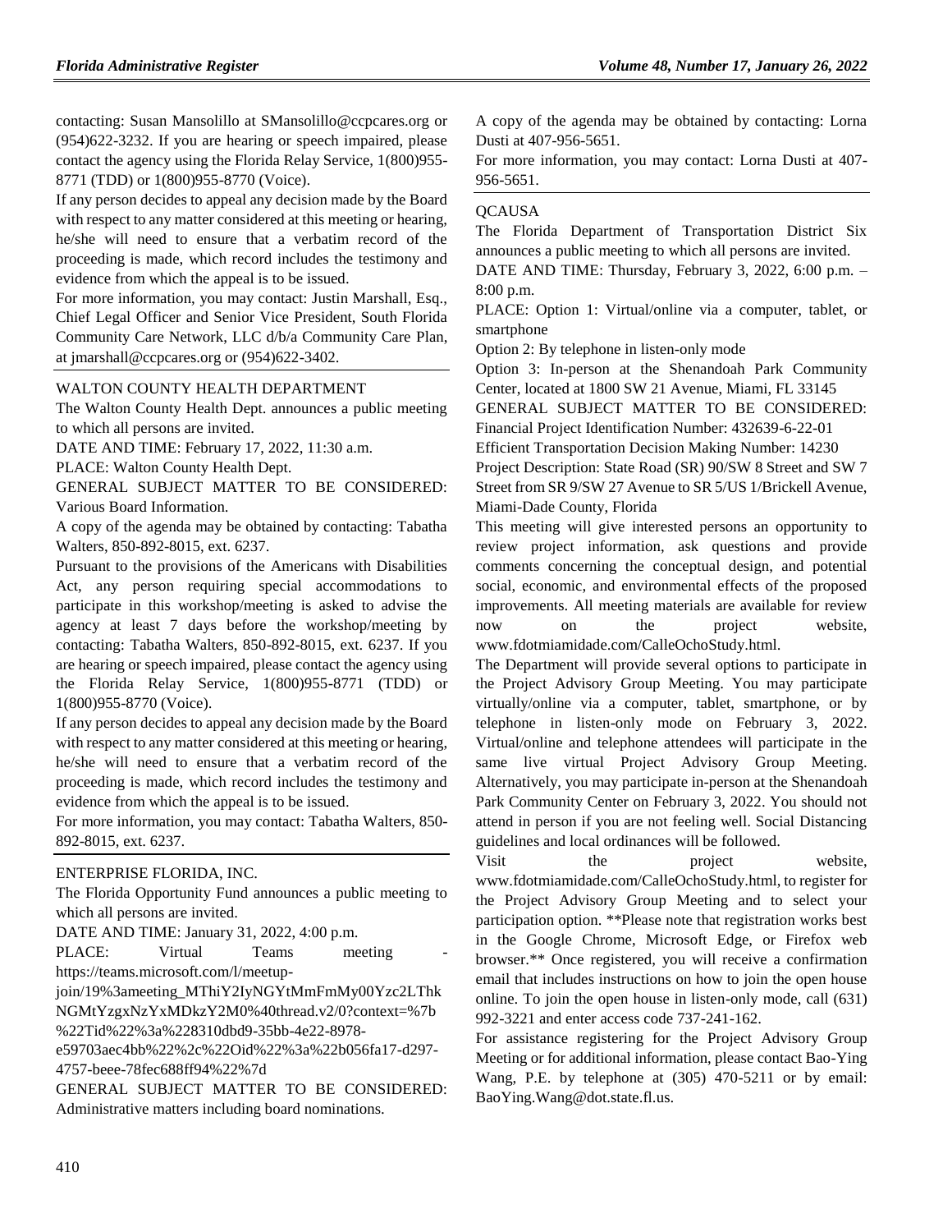contacting: Susan Mansolillo at SMansolillo@ccpcares.org or (954)622-3232. If you are hearing or speech impaired, please contact the agency using the Florida Relay Service, 1(800)955-8771 (TDD) or 1(800)955-8770 (Voice).

If any person decides to appeal any decision made by the Board with respect to any matter considered at this meeting or hearing, he/she will need to ensure that a verbatim record of the proceeding is made, which record includes the testimony and evidence from which the appeal is to be issued.

For more information, you may contact: Justin Marshall, Esq., Chief Legal Officer and Senior Vice President, South Florida Community Care Network, LLC d/b/a Community Care Plan, at jmarshall@ccpcares.org or (954)622-3402.

WALTON COUNTY HEALTH DEPARTMENT

The Walton County Health Dept. announces a public meeting to which all persons are invited.

DATE AND TIME: February 17, 2022, 11:30 a.m.

PLACE: Walton County Health Dept.

GENERAL SUBJECT MATTER TO BE CONSIDERED: Various Board Information.

A copy of the agenda may be obtained by contacting: Tabatha Walters, 850-892-8015, ext. 6237.

Pursuant to the provisions of the Americans with Disabilities Act, any person requiring special accommodations to participate in this workshop/meeting is asked to advise the agency at least 7 days before the workshop/meeting by contacting: Tabatha Walters, 850-892-8015, ext. 6237. If you are hearing or speech impaired, please contact the agency using the Florida Relay Service, 1(800)955-8771 (TDD) or 1(800)955-8770 (Voice).

If any person decides to appeal any decision made by the Board with respect to any matter considered at this meeting or hearing, he/she will need to ensure that a verbatim record of the proceeding is made, which record includes the testimony and evidence from which the appeal is to be issued.

For more information, you may contact: Tabatha Walters, 850-892-8015, ext. 6237.

ENTERPRISE FLORIDA, INC.

The Florida Opportunity Fund announces a public meeting to which all persons are invited.

DATE AND TIME: January 31, 2022, 4:00 p.m.

PLACE: Virtual Teams meeting - https://teams.microsoft.com/l/meetup-join/19%3ameeting_MThiY2IyNGYtMmFmMy00Yzc2LThkNGMtYzgxNzYxMDkzY2M0%40thread.v2/0?context=%7b%22Tid%22%3a%228310dbd9-35bb-4e22-8978-e59703aec4bb%22%2c%22Oid%22%3a%22b056fa17-d297-4757-beee-78fec688ff94%22%7d

GENERAL SUBJECT MATTER TO BE CONSIDERED: Administrative matters including board nominations.

A copy of the agenda may be obtained by contacting: Lorna Dusti at 407-956-5651.

For more information, you may contact: Lorna Dusti at 407-956-5651.

QCAUSA

The Florida Department of Transportation District Six announces a public meeting to which all persons are invited.

DATE AND TIME: Thursday, February 3, 2022, 6:00 p.m. – 8:00 p.m.

PLACE: Option 1: Virtual/online via a computer, tablet, or smartphone

Option 2: By telephone in listen-only mode

Option 3: In-person at the Shenandoah Park Community Center, located at 1800 SW 21 Avenue, Miami, FL 33145

GENERAL SUBJECT MATTER TO BE CONSIDERED: Financial Project Identification Number: 432639-6-22-01

Efficient Transportation Decision Making Number: 14230

Project Description: State Road (SR) 90/SW 8 Street and SW 7 Street from SR 9/SW 27 Avenue to SR 5/US 1/Brickell Avenue, Miami-Dade County, Florida

This meeting will give interested persons an opportunity to review project information, ask questions and provide comments concerning the conceptual design, and potential social, economic, and environmental effects of the proposed improvements. All meeting materials are available for review now on the project website, www.fdotmiamidade.com/CalleOchoStudy.html.

The Department will provide several options to participate in the Project Advisory Group Meeting. You may participate virtually/online via a computer, tablet, smartphone, or by telephone in listen-only mode on February 3, 2022. Virtual/online and telephone attendees will participate in the same live virtual Project Advisory Group Meeting. Alternatively, you may participate in-person at the Shenandoah Park Community Center on February 3, 2022. You should not attend in person if you are not feeling well. Social Distancing guidelines and local ordinances will be followed.

Visit the project website, www.fdotmiamidade.com/CalleOchoStudy.html, to register for the Project Advisory Group Meeting and to select your participation option. **Please note that registration works best in the Google Chrome, Microsoft Edge, or Firefox web browser.** Once registered, you will receive a confirmation email that includes instructions on how to join the open house online. To join the open house in listen-only mode, call (631) 992-3221 and enter access code 737-241-162.

For assistance registering for the Project Advisory Group Meeting or for additional information, please contact Bao-Ying Wang, P.E. by telephone at (305) 470-5211 or by email: BaoYing.Wang@dot.state.fl.us.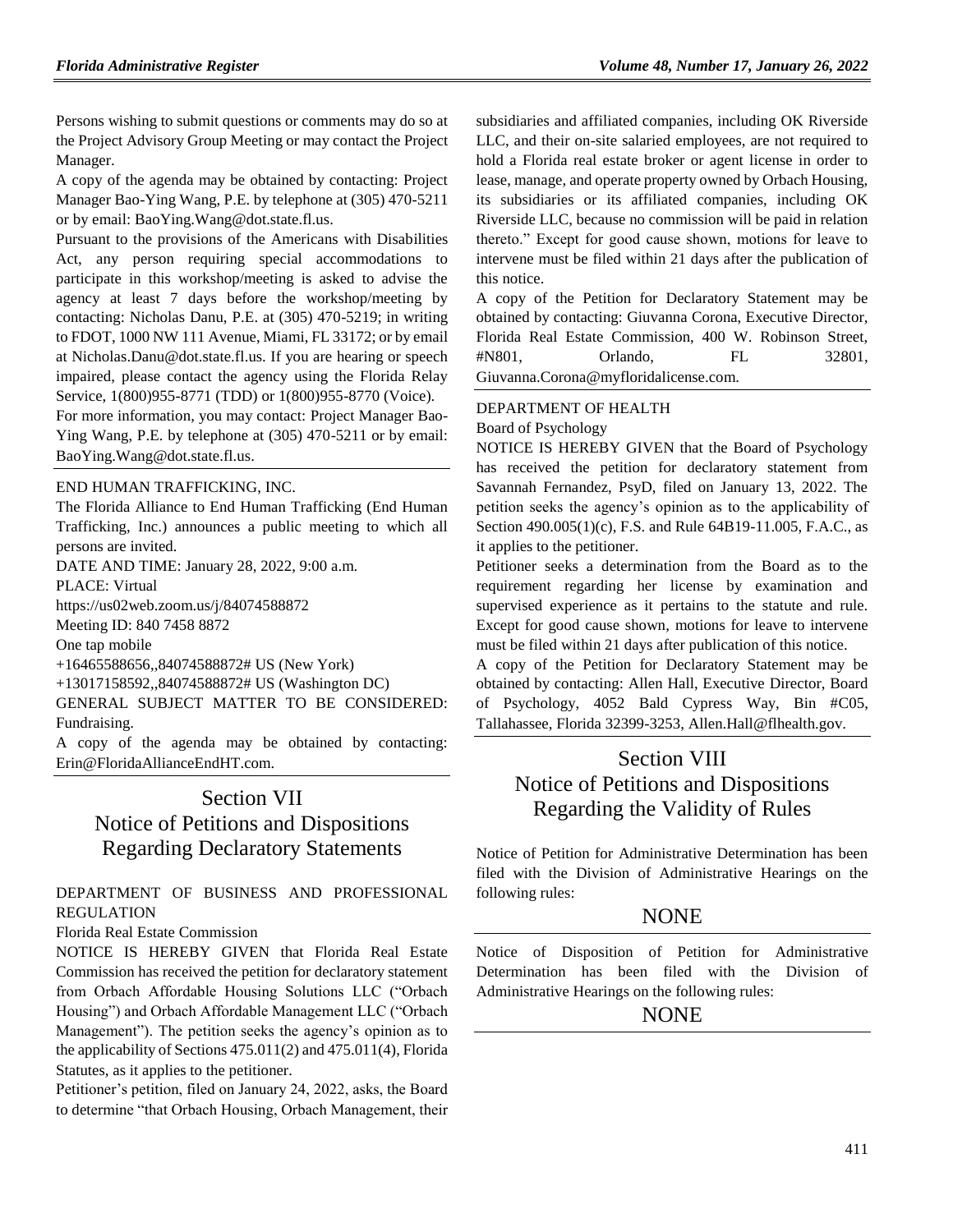Persons wishing to submit questions or comments may do so at the Project Advisory Group Meeting or may contact the Project Manager.

A copy of the agenda may be obtained by contacting: Project Manager Bao-Ying Wang, P.E. by telephone at (305) 470-5211 or by email: BaoYing.Wang@dot.state.fl.us.

Pursuant to the provisions of the Americans with Disabilities Act, any person requiring special accommodations to participate in this workshop/meeting is asked to advise the agency at least 7 days before the workshop/meeting by contacting: Nicholas Danu, P.E. at (305) 470-5219; in writing to FDOT, 1000 NW 111 Avenue, Miami, FL 33172; or by email at Nicholas.Danu@dot.state.fl.us. If you are hearing or speech impaired, please contact the agency using the Florida Relay Service, 1(800)955-8771 (TDD) or 1(800)955-8770 (Voice).

For more information, you may contact: Project Manager Bao-Ying Wang, P.E. by telephone at (305) 470-5211 or by email: BaoYing.Wang@dot.state.fl.us.

END HUMAN TRAFFICKING, INC.

The Florida Alliance to End Human Trafficking (End Human Trafficking, Inc.) announces a public meeting to which all persons are invited.

DATE AND TIME: January 28, 2022, 9:00 a.m.

PLACE: Virtual

https://us02web.zoom.us/j/84074588872

Meeting ID: 840 7458 8872

One tap mobile

+16465588656,,84074588872# US (New York)

+13017158592,,84074588872# US (Washington DC)

GENERAL SUBJECT MATTER TO BE CONSIDERED: Fundraising.

A copy of the agenda may be obtained by contacting: Erin@FloridaAllianceEndHT.com.

# Section VII Notice of Petitions and Dispositions Regarding Declaratory Statements

DEPARTMENT OF BUSINESS AND PROFESSIONAL REGULATION

Florida Real Estate Commission

NOTICE IS HEREBY GIVEN that Florida Real Estate Commission has received the petition for declaratory statement from Orbach Affordable Housing Solutions LLC ("Orbach Housing") and Orbach Affordable Management LLC ("Orbach Management"). The petition seeks the agency's opinion as to the applicability of Sections 475.011(2) and 475.011(4), Florida Statutes, as it applies to the petitioner.

Petitioner's petition, filed on January 24, 2022, asks, the Board to determine "that Orbach Housing, Orbach Management, their subsidiaries and affiliated companies, including OK Riverside LLC, and their on-site salaried employees, are not required to hold a Florida real estate broker or agent license in order to lease, manage, and operate property owned by Orbach Housing, its subsidiaries or its affiliated companies, including OK Riverside LLC, because no commission will be paid in relation thereto." Except for good cause shown, motions for leave to intervene must be filed within 21 days after the publication of this notice.

A copy of the Petition for Declaratory Statement may be obtained by contacting: Giuvanna Corona, Executive Director, Florida Real Estate Commission, 400 W. Robinson Street, #N801, Orlando, FL 32801, Giuvanna.Corona@myfloridalicense.com.

DEPARTMENT OF HEALTH

Board of Psychology

NOTICE IS HEREBY GIVEN that the Board of Psychology has received the petition for declaratory statement from Savannah Fernandez, PsyD, filed on January 13, 2022. The petition seeks the agency's opinion as to the applicability of Section 490.005(1)(c), F.S. and Rule 64B19-11.005, F.A.C., as it applies to the petitioner.

Petitioner seeks a determination from the Board as to the requirement regarding her license by examination and supervised experience as it pertains to the statute and rule. Except for good cause shown, motions for leave to intervene must be filed within 21 days after publication of this notice.

A copy of the Petition for Declaratory Statement may be obtained by contacting: Allen Hall, Executive Director, Board of Psychology, 4052 Bald Cypress Way, Bin #C05, Tallahassee, Florida 32399-3253, Allen.Hall@flhealth.gov.

# Section VIII Notice of Petitions and Dispositions Regarding the Validity of Rules

Notice of Petition for Administrative Determination has been filed with the Division of Administrative Hearings on the following rules:

NONE

Notice of Disposition of Petition for Administrative Determination has been filed with the Division of Administrative Hearings on the following rules:

NONE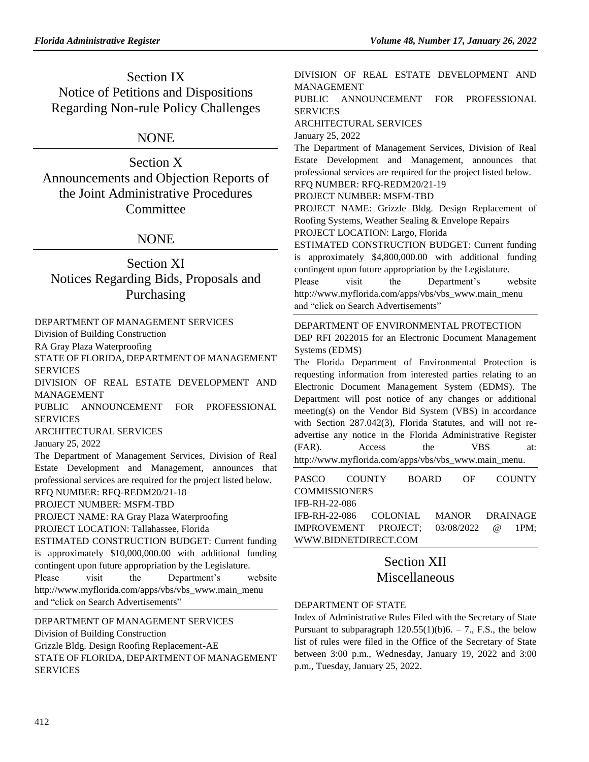# Section IX
# Notice of Petitions and Dispositions Regarding Non-rule Policy Challenges

NONE

# Section X
# Announcements and Objection Reports of the Joint Administrative Procedures Committee

NONE

# Section XI
# Notices Regarding Bids, Proposals and Purchasing

DEPARTMENT OF MANAGEMENT SERVICES

Division of Building Construction

RA Gray Plaza Waterproofing

STATE OF FLORIDA, DEPARTMENT OF MANAGEMENT SERVICES

DIVISION OF REAL ESTATE DEVELOPMENT AND MANAGEMENT

PUBLIC ANNOUNCEMENT FOR PROFESSIONAL SERVICES

ARCHITECTURAL SERVICES

January 25, 2022

The Department of Management Services, Division of Real Estate Development and Management, announces that professional services are required for the project listed below.

RFQ NUMBER: RFQ-REDM20/21-18

PROJECT NUMBER: MSFM-TBD

PROJECT NAME: RA Gray Plaza Waterproofing

PROJECT LOCATION: Tallahassee, Florida

ESTIMATED CONSTRUCTION BUDGET: Current funding is approximately $10,000,000.00 with additional funding contingent upon future appropriation by the Legislature.

Please visit the Department's website http://www.myflorida.com/apps/vbs/vbs_www.main_menu and "click on Search Advertisements"

---

DEPARTMENT OF MANAGEMENT SERVICES

Division of Building Construction

Grizzle Bldg. Design Roofing Replacement-AE

STATE OF FLORIDA, DEPARTMENT OF MANAGEMENT SERVICES

DIVISION OF REAL ESTATE DEVELOPMENT AND MANAGEMENT

PUBLIC ANNOUNCEMENT FOR PROFESSIONAL SERVICES

ARCHITECTURAL SERVICES

January 25, 2022

The Department of Management Services, Division of Real Estate Development and Management, announces that professional services are required for the project listed below.

RFQ NUMBER: RFQ-REDM20/21-19

PROJECT NUMBER: MSFM-TBD

PROJECT NAME: Grizzle Bldg. Design Replacement of Roofing Systems, Weather Sealing & Envelope Repairs

PROJECT LOCATION: Largo, Florida

ESTIMATED CONSTRUCTION BUDGET: Current funding is approximately $4,800,000.00 with additional funding contingent upon future appropriation by the Legislature.

Please visit the Department's website http://www.myflorida.com/apps/vbs/vbs_www.main_menu and "click on Search Advertisements"

---

DEPARTMENT OF ENVIRONMENTAL PROTECTION

DEP RFI 2022015 for an Electronic Document Management Systems (EDMS)

The Florida Department of Environmental Protection is requesting information from interested parties relating to an Electronic Document Management System (EDMS). The Department will post notice of any changes or additional meeting(s) on the Vendor Bid System (VBS) in accordance with Section 287.042(3), Florida Statutes, and will not re-advertise any notice in the Florida Administrative Register (FAR). Access the VBS at: http://www.myflorida.com/apps/vbs/vbs_www.main_menu.

---

PASCO COUNTY BOARD OF COUNTY COMMISSIONERS

IFB-RH-22-086

IFB-RH-22-086 COLONIAL MANOR DRAINAGE IMPROVEMENT PROJECT; 03/08/2022 @ 1PM; WWW.BIDNETDIRECT.COM

# Section XII
# Miscellaneous

DEPARTMENT OF STATE

Index of Administrative Rules Filed with the Secretary of State Pursuant to subparagraph 120.55(1)(b)6. – 7., F.S., the below list of rules were filed in the Office of the Secretary of State between 3:00 p.m., Wednesday, January 19, 2022 and 3:00 p.m., Tuesday, January 25, 2022.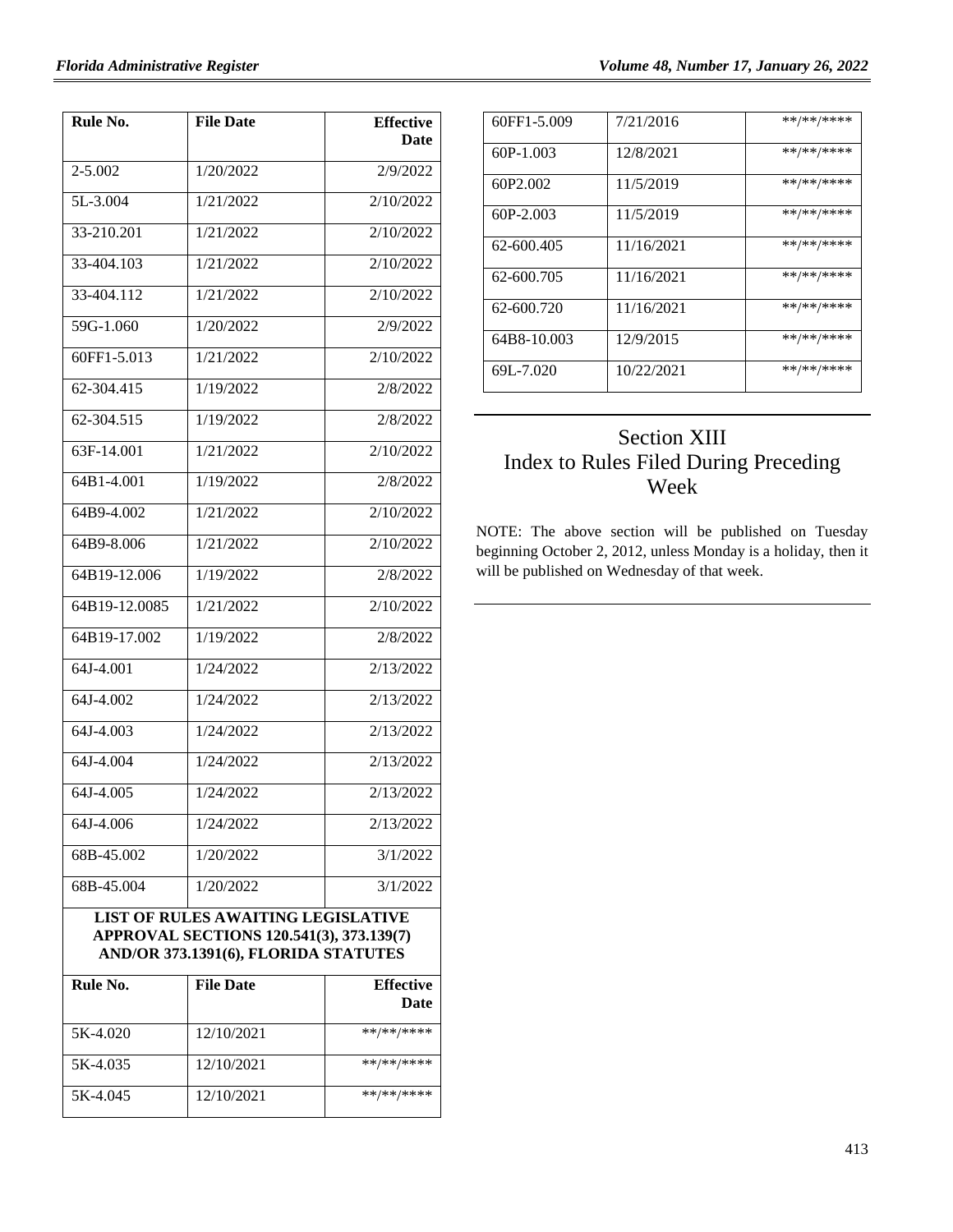| Rule No. | File Date | Effective Date |
|---|---|---|
| 2-5.002 | 1/20/2022 | 2/9/2022 |
| 5L-3.004 | 1/21/2022 | 2/10/2022 |
| 33-210.201 | 1/21/2022 | 2/10/2022 |
| 33-404.103 | 1/21/2022 | 2/10/2022 |
| 33-404.112 | 1/21/2022 | 2/10/2022 |
| 59G-1.060 | 1/20/2022 | 2/9/2022 |
| 60FF1-5.013 | 1/21/2022 | 2/10/2022 |
| 62-304.415 | 1/19/2022 | 2/8/2022 |
| 62-304.515 | 1/19/2022 | 2/8/2022 |
| 63F-14.001 | 1/21/2022 | 2/10/2022 |
| 64B1-4.001 | 1/19/2022 | 2/8/2022 |
| 64B9-4.002 | 1/21/2022 | 2/10/2022 |
| 64B9-8.006 | 1/21/2022 | 2/10/2022 |
| 64B19-12.006 | 1/19/2022 | 2/8/2022 |
| 64B19-12.0085 | 1/21/2022 | 2/10/2022 |
| 64B19-17.002 | 1/19/2022 | 2/8/2022 |
| 64J-4.001 | 1/24/2022 | 2/13/2022 |
| 64J-4.002 | 1/24/2022 | 2/13/2022 |
| 64J-4.003 | 1/24/2022 | 2/13/2022 |
| 64J-4.004 | 1/24/2022 | 2/13/2022 |
| 64J-4.005 | 1/24/2022 | 2/13/2022 |
| 64J-4.006 | 1/24/2022 | 2/13/2022 |
| 68B-45.002 | 1/20/2022 | 3/1/2022 |
| 68B-45.004 | 1/20/2022 | 3/1/2022 |

**LIST OF RULES AWAITING LEGISLATIVE APPROVAL SECTIONS 120.541(3), 373.139(7) AND/OR 373.1391(6), FLORIDA STATUTES**

| Rule No. | File Date | Effective Date |
|---|---|---|
| 5K-4.020 | 12/10/2021 | **/**/**** |
| 5K-4.035 | 12/10/2021 | **/**/**** |
| 5K-4.045 | 12/10/2021 | **/**/**** |
| 60FF1-5.009 | 7/21/2016 | **/**/**** |
| 60P-1.003 | 12/8/2021 | **/**/**** |
| 60P2.002 | 11/5/2019 | **/**/**** |
| 60P-2.003 | 11/5/2019 | **/**/**** |
| 62-600.405 | 11/16/2021 | **/**/**** |
| 62-600.705 | 11/16/2021 | **/**/**** |
| 62-600.720 | 11/16/2021 | **/**/**** |
| 64B8-10.003 | 12/9/2015 | **/**/**** |
| 69L-7.020 | 10/22/2021 | **/**/**** |

# Section XIII Index to Rules Filed During Preceding Week

NOTE: The above section will be published on Tuesday beginning October 2, 2012, unless Monday is a holiday, then it will be published on Wednesday of that week.